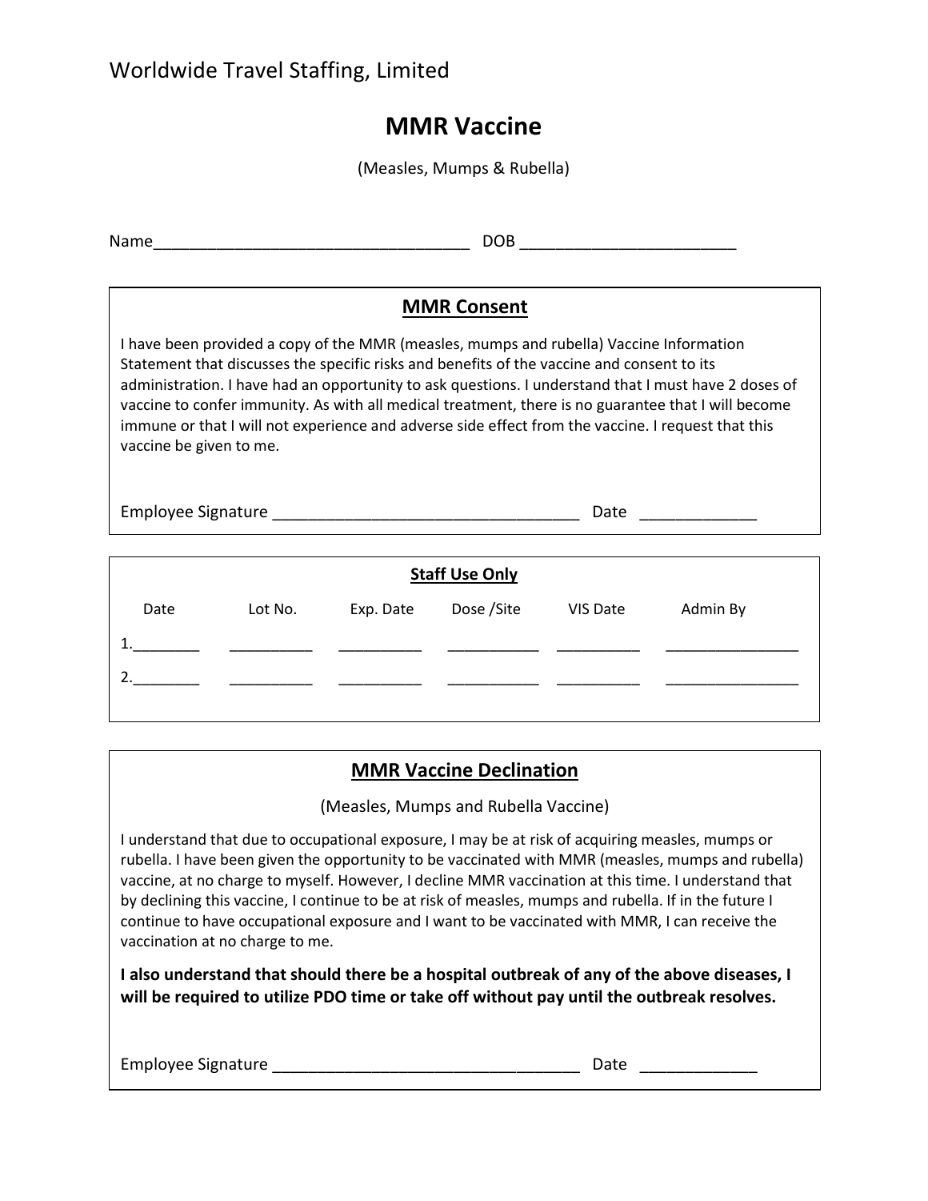Worldwide Travel Staffing, Limited

# MMR Vaccine

(Measles, Mumps & Rubella)

Name____________________________________ DOB _________________________

## MMR Consent

I have been provided a copy of the MMR (measles, mumps and rubella) Vaccine Information Statement that discusses the specific risks and benefits of the vaccine and consent to its administration. I have had an opportunity to ask questions. I understand that I must have 2 doses of vaccine to confer immunity. As with all medical treatment, there is no guarantee that I will become immune or that I will not experience and adverse side effect from the vaccine. I request that this vaccine be given to me.

Employee Signature ___________________________________ Date _____________

## Staff Use Only

| | Date | Lot No. | Exp. Date | Dose /Site | VIS Date | Admin By |
|---|---|---|---|---|---|---|
| 1. | ________ | __________ | __________ | ___________ | __________ | ________________ |
| 2. | ________ | __________ | __________ | ___________ | __________ | ________________ |

## MMR Vaccine Declination

(Measles, Mumps and Rubella Vaccine)

I understand that due to occupational exposure, I may be at risk of acquiring measles, mumps or rubella. I have been given the opportunity to be vaccinated with MMR (measles, mumps and rubella) vaccine, at no charge to myself. However, I decline MMR vaccination at this time. I understand that by declining this vaccine, I continue to be at risk of measles, mumps and rubella. If in the future I continue to have occupational exposure and I want to be vaccinated with MMR, I can receive the vaccination at no charge to me.

**I also understand that should there be a hospital outbreak of any of the above diseases, I will be required to utilize PDO time or take off without pay until the outbreak resolves.**

Employee Signature ___________________________________ Date _____________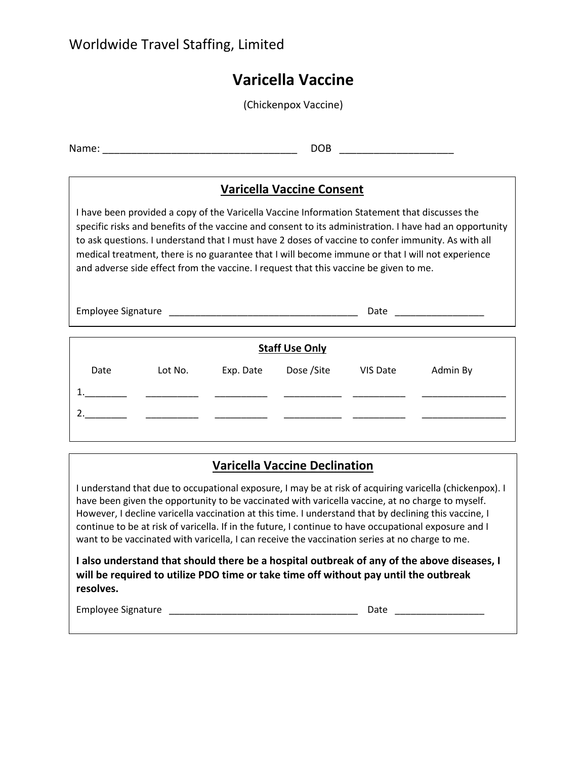Worldwide Travel Staffing, Limited

# Varicella Vaccine

(Chickenpox Vaccine)

Name: ___________________________________ DOB ____________________

## Varicella Vaccine Consent

I have been provided a copy of the Varicella Vaccine Information Statement that discusses the specific risks and benefits of the vaccine and consent to its administration. I have had an opportunity to ask questions. I understand that I must have 2 doses of vaccine to confer immunity. As with all medical treatment, there is no guarantee that I will become immune or that I will not experience and adverse side effect from the vaccine. I request that this vaccine be given to me.

Employee Signature ___________________________________ Date _________________

### Staff Use Only

| | Date | Lot No. | Exp. Date | Dose /Site | VIS Date | Admin By |
|---|---|---|---|---|---|---|
| 1. | ________ | __________ | __________ | ___________ | __________ | ________________ |
| 2. | ________ | __________ | __________ | ___________ | __________ | ________________ |

## Varicella Vaccine Declination

I understand that due to occupational exposure, I may be at risk of acquiring varicella (chickenpox). I have been given the opportunity to be vaccinated with varicella vaccine, at no charge to myself. However, I decline varicella vaccination at this time. I understand that by declining this vaccine, I continue to be at risk of varicella. If in the future, I continue to have occupational exposure and I want to be vaccinated with varicella, I can receive the vaccination series at no charge to me.

**I also understand that should there be a hospital outbreak of any of the above diseases, I will be required to utilize PDO time or take time off without pay until the outbreak resolves.**

Employee Signature ___________________________________ Date _________________